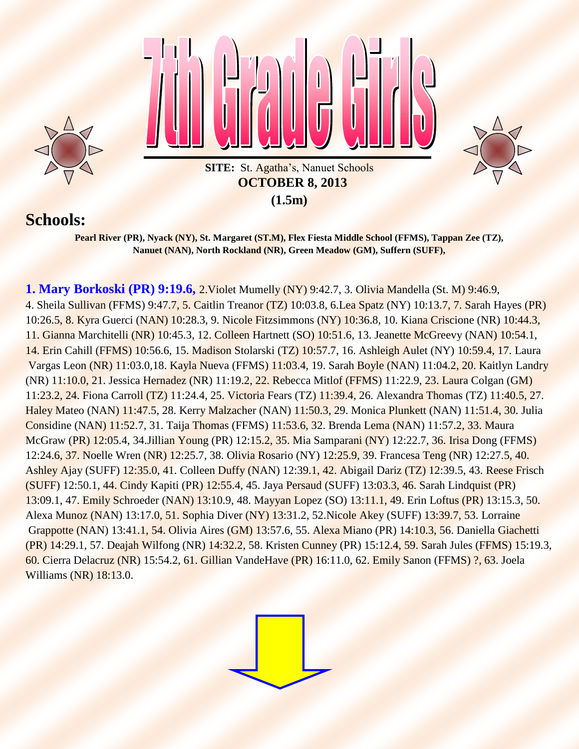# 7th Grade Girls

**SITE:** St. Agatha's, Nanuet Schools

**OCTOBER 8, 2013**

**(1.5m)**

## Schools:

**Pearl River (PR), Nyack (NY), St. Margaret (ST.M), Flex Fiesta Middle School (FFMS), Tappan Zee (TZ), Nanuet (NAN), North Rockland (NR), Green Meadow (GM), Suffern (SUFF),**

**1. Mary Borkoski (PR) 9:19.6,** 2.Violet Mumelly (NY) 9:42.7, 3. Olivia Mandella (St. M) 9:46.9, 4. Sheila Sullivan (FFMS) 9:47.7, 5. Caitlin Treanor (TZ) 10:03.8, 6.Lea Spatz (NY) 10:13.7, 7. Sarah Hayes (PR) 10:26.5, 8. Kyra Guerci (NAN) 10:28.3, 9. Nicole Fitzsimmons (NY) 10:36.8, 10. Kiana Criscione (NR) 10:44.3, 11. Gianna Marchitelli (NR) 10:45.3, 12. Colleen Hartnett (SO) 10:51.6, 13. Jeanette McGreevy (NAN) 10:54.1, 14. Erin Cahill (FFMS) 10:56.6, 15. Madison Stolarski (TZ) 10:57.7, 16. Ashleigh Aulet (NY) 10:59.4, 17. Laura Vargas Leon (NR) 11:03.0,18. Kayla Nueva (FFMS) 11:03.4, 19. Sarah Boyle (NAN) 11:04.2, 20. Kaitlyn Landry (NR) 11:10.0, 21. Jessica Hernadez (NR) 11:19.2, 22. Rebecca Mitlof (FFMS) 11:22.9, 23. Laura Colgan (GM) 11:23.2, 24. Fiona Carroll (TZ) 11:24.4, 25. Victoria Fears (TZ) 11:39.4, 26. Alexandra Thomas (TZ) 11:40.5, 27. Haley Mateo (NAN) 11:47.5, 28. Kerry Malzacher (NAN) 11:50.3, 29. Monica Plunkett (NAN) 11:51.4, 30. Julia Considine (NAN) 11:52.7, 31. Taija Thomas (FFMS) 11:53.6, 32. Brenda Lema (NAN) 11:57.2, 33. Maura McGraw (PR) 12:05.4, 34.Jillian Young (PR) 12:15.2, 35. Mia Samparani (NY) 12:22.7, 36. Irisa Dong (FFMS) 12:24.6, 37. Noelle Wren (NR) 12:25.7, 38. Olivia Rosario (NY) 12:25.9, 39. Francesa Teng (NR) 12:27.5, 40. Ashley Ajay (SUFF) 12:35.0, 41. Colleen Duffy (NAN) 12:39.1, 42. Abigail Dariz (TZ) 12:39.5, 43. Reese Frisch (SUFF) 12:50.1, 44. Cindy Kapiti (PR) 12:55.4, 45. Jaya Persaud (SUFF) 13:03.3, 46. Sarah Lindquist (PR) 13:09.1, 47. Emily Schroeder (NAN) 13:10.9, 48. Mayyan Lopez (SO) 13:11.1, 49. Erin Loftus (PR) 13:15.3, 50. Alexa Munoz (NAN) 13:17.0, 51. Sophia Diver (NY) 13:31.2, 52.Nicole Akey (SUFF) 13:39.7, 53. Lorraine Grappotte (NAN) 13:41.1, 54. Olivia Aires (GM) 13:57.6, 55. Alexa Miano (PR) 14:10.3, 56. Daniella Giachetti (PR) 14:29.1, 57. Deajah Wilfong (NR) 14:32.2, 58. Kristen Cunney (PR) 15:12.4, 59. Sarah Jules (FFMS) 15:19.3, 60. Cierra Delacruz (NR) 15:54.2, 61. Gillian VandeHave (PR) 16:11.0, 62. Emily Sanon (FFMS) ?, 63. Joela Williams (NR) 18:13.0.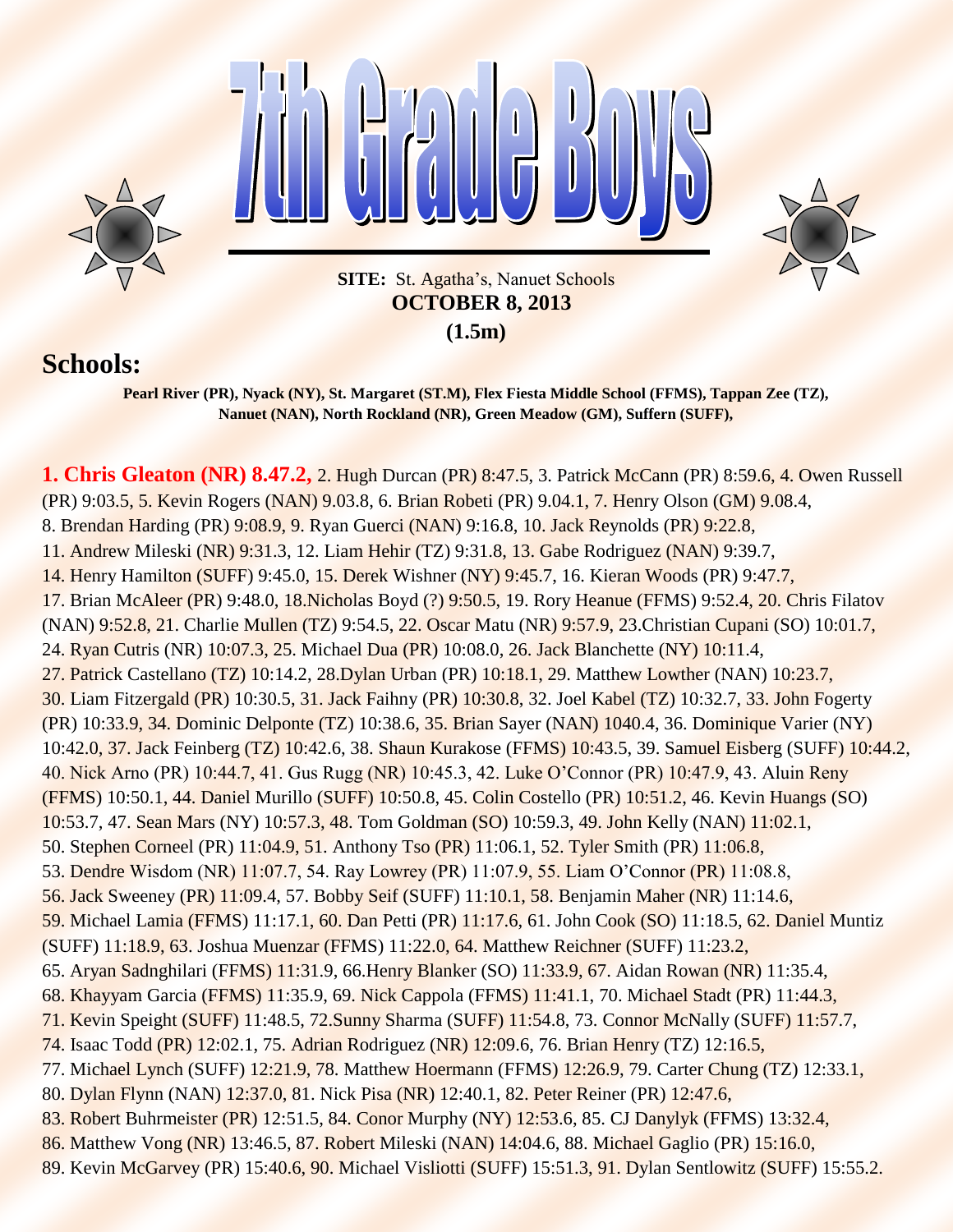# 7th Grade Boys

**SITE:** St. Agatha's, Nanuet Schools
**OCTOBER 8, 2013**
**(1.5m)**

## Schools:

**Pearl River (PR), Nyack (NY), St. Margaret (ST.M), Flex Fiesta Middle School (FFMS), Tappan Zee (TZ), Nanuet (NAN), North Rockland (NR), Green Meadow (GM), Suffern (SUFF),**

**1. Chris Gleaton (NR) 8.47.2,** 2. Hugh Durcan (PR) 8:47.5, 3. Patrick McCann (PR) 8:59.6, 4. Owen Russell (PR) 9:03.5, 5. Kevin Rogers (NAN) 9.03.8, 6. Brian Robeti (PR) 9.04.1, 7. Henry Olson (GM) 9.08.4, 8. Brendan Harding (PR) 9:08.9, 9. Ryan Guerci (NAN) 9:16.8, 10. Jack Reynolds (PR) 9:22.8, 11. Andrew Mileski (NR) 9:31.3, 12. Liam Hehir (TZ) 9:31.8, 13. Gabe Rodriguez (NAN) 9:39.7, 14. Henry Hamilton (SUFF) 9:45.0, 15. Derek Wishner (NY) 9:45.7, 16. Kieran Woods (PR) 9:47.7, 17. Brian McAleer (PR) 9:48.0, 18.Nicholas Boyd (?) 9:50.5, 19. Rory Heanue (FFMS) 9:52.4, 20. Chris Filatov (NAN) 9:52.8, 21. Charlie Mullen (TZ) 9:54.5, 22. Oscar Matu (NR) 9:57.9, 23.Christian Cupani (SO) 10:01.7, 24. Ryan Cutris (NR) 10:07.3, 25. Michael Dua (PR) 10:08.0, 26. Jack Blanchette (NY) 10:11.4, 27. Patrick Castellano (TZ) 10:14.2, 28.Dylan Urban (PR) 10:18.1, 29. Matthew Lowther (NAN) 10:23.7, 30. Liam Fitzergald (PR) 10:30.5, 31. Jack Faihny (PR) 10:30.8, 32. Joel Kabel (TZ) 10:32.7, 33. John Fogerty (PR) 10:33.9, 34. Dominic Delponte (TZ) 10:38.6, 35. Brian Sayer (NAN) 1040.4, 36. Dominique Varier (NY) 10:42.0, 37. Jack Feinberg (TZ) 10:42.6, 38. Shaun Kurakose (FFMS) 10:43.5, 39. Samuel Eisberg (SUFF) 10:44.2, 40. Nick Arno (PR) 10:44.7, 41. Gus Rugg (NR) 10:45.3, 42. Luke O'Connor (PR) 10:47.9, 43. Aluin Reny (FFMS) 10:50.1, 44. Daniel Murillo (SUFF) 10:50.8, 45. Colin Costello (PR) 10:51.2, 46. Kevin Huangs (SO) 10:53.7, 47. Sean Mars (NY) 10:57.3, 48. Tom Goldman (SO) 10:59.3, 49. John Kelly (NAN) 11:02.1, 50. Stephen Corneel (PR) 11:04.9, 51. Anthony Tso (PR) 11:06.1, 52. Tyler Smith (PR) 11:06.8, 53. Dendre Wisdom (NR) 11:07.7, 54. Ray Lowrey (PR) 11:07.9, 55. Liam O'Connor (PR) 11:08.8, 56. Jack Sweeney (PR) 11:09.4, 57. Bobby Seif (SUFF) 11:10.1, 58. Benjamin Maher (NR) 11:14.6, 59. Michael Lamia (FFMS) 11:17.1, 60. Dan Petti (PR) 11:17.6, 61. John Cook (SO) 11:18.5, 62. Daniel Muntiz (SUFF) 11:18.9, 63. Joshua Muenzar (FFMS) 11:22.0, 64. Matthew Reichner (SUFF) 11:23.2, 65. Aryan Sadnghilari (FFMS) 11:31.9, 66.Henry Blanker (SO) 11:33.9, 67. Aidan Rowan (NR) 11:35.4, 68. Khayyam Garcia (FFMS) 11:35.9, 69. Nick Cappola (FFMS) 11:41.1, 70. Michael Stadt (PR) 11:44.3, 71. Kevin Speight (SUFF) 11:48.5, 72.Sunny Sharma (SUFF) 11:54.8, 73. Connor McNally (SUFF) 11:57.7, 74. Isaac Todd (PR) 12:02.1, 75. Adrian Rodriguez (NR) 12:09.6, 76. Brian Henry (TZ) 12:16.5, 77. Michael Lynch (SUFF) 12:21.9, 78. Matthew Hoermann (FFMS) 12:26.9, 79. Carter Chung (TZ) 12:33.1, 80. Dylan Flynn (NAN) 12:37.0, 81. Nick Pisa (NR) 12:40.1, 82. Peter Reiner (PR) 12:47.6, 83. Robert Buhrmeister (PR) 12:51.5, 84. Conor Murphy (NY) 12:53.6, 85. CJ Danylyk (FFMS) 13:32.4, 86. Matthew Vong (NR) 13:46.5, 87. Robert Mileski (NAN) 14:04.6, 88. Michael Gaglio (PR) 15:16.0, 89. Kevin McGarvey (PR) 15:40.6, 90. Michael Visliotti (SUFF) 15:51.3, 91. Dylan Sentlowitz (SUFF) 15:55.2.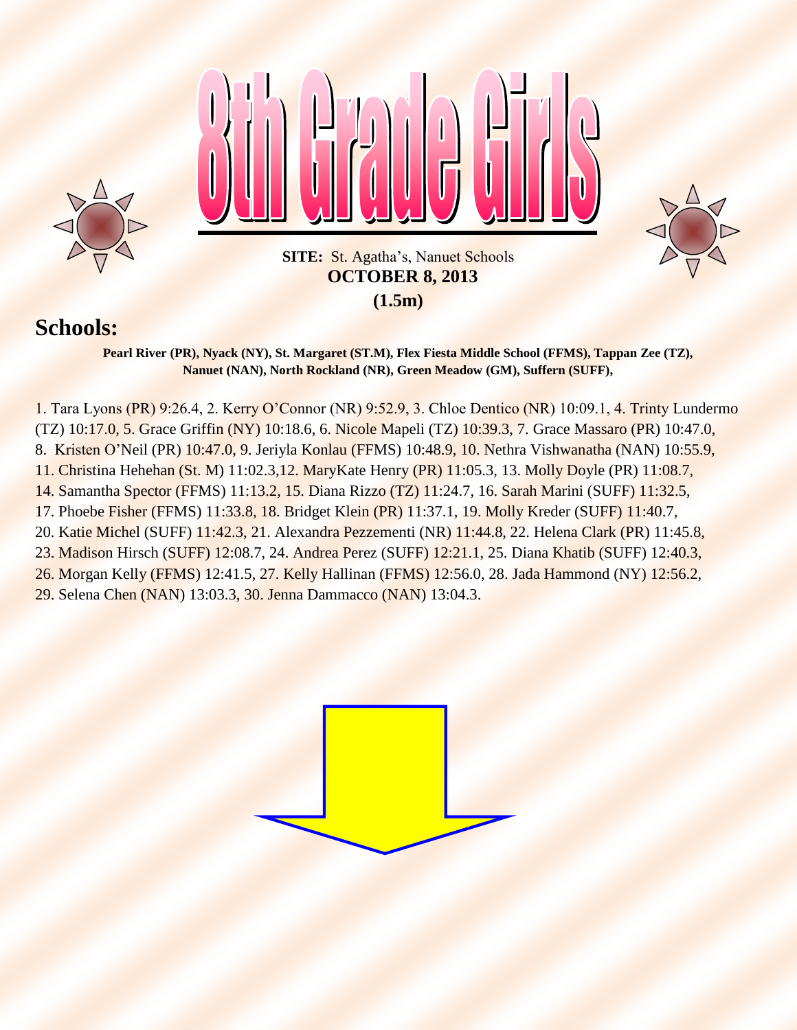# 8th Grade Girls

**SITE:** St. Agatha's, Nanuet Schools
**OCTOBER 8, 2013**
**(1.5m)**

## Schools:

**Pearl River (PR), Nyack (NY), St. Margaret (ST.M), Flex Fiesta Middle School (FFMS), Tappan Zee (TZ), Nanuet (NAN), North Rockland (NR), Green Meadow (GM), Suffern (SUFF),**

1. Tara Lyons (PR) 9:26.4, 2. Kerry O'Connor (NR) 9:52.9, 3. Chloe Dentico (NR) 10:09.1, 4. Trinty Lundermo (TZ) 10:17.0, 5. Grace Griffin (NY) 10:18.6, 6. Nicole Mapeli (TZ) 10:39.3, 7. Grace Massaro (PR) 10:47.0, 8. Kristen O'Neil (PR) 10:47.0, 9. Jeriyla Konlau (FFMS) 10:48.9, 10. Nethra Vishwanatha (NAN) 10:55.9, 11. Christina Hehehan (St. M) 11:02.3,12. MaryKate Henry (PR) 11:05.3, 13. Molly Doyle (PR) 11:08.7, 14. Samantha Spector (FFMS) 11:13.2, 15. Diana Rizzo (TZ) 11:24.7, 16. Sarah Marini (SUFF) 11:32.5, 17. Phoebe Fisher (FFMS) 11:33.8, 18. Bridget Klein (PR) 11:37.1, 19. Molly Kreder (SUFF) 11:40.7, 20. Katie Michel (SUFF) 11:42.3, 21. Alexandra Pezzementi (NR) 11:44.8, 22. Helena Clark (PR) 11:45.8, 23. Madison Hirsch (SUFF) 12:08.7, 24. Andrea Perez (SUFF) 12:21.1, 25. Diana Khatib (SUFF) 12:40.3, 26. Morgan Kelly (FFMS) 12:41.5, 27. Kelly Hallinan (FFMS) 12:56.0, 28. Jada Hammond (NY) 12:56.2, 29. Selena Chen (NAN) 13:03.3, 30. Jenna Dammacco (NAN) 13:04.3.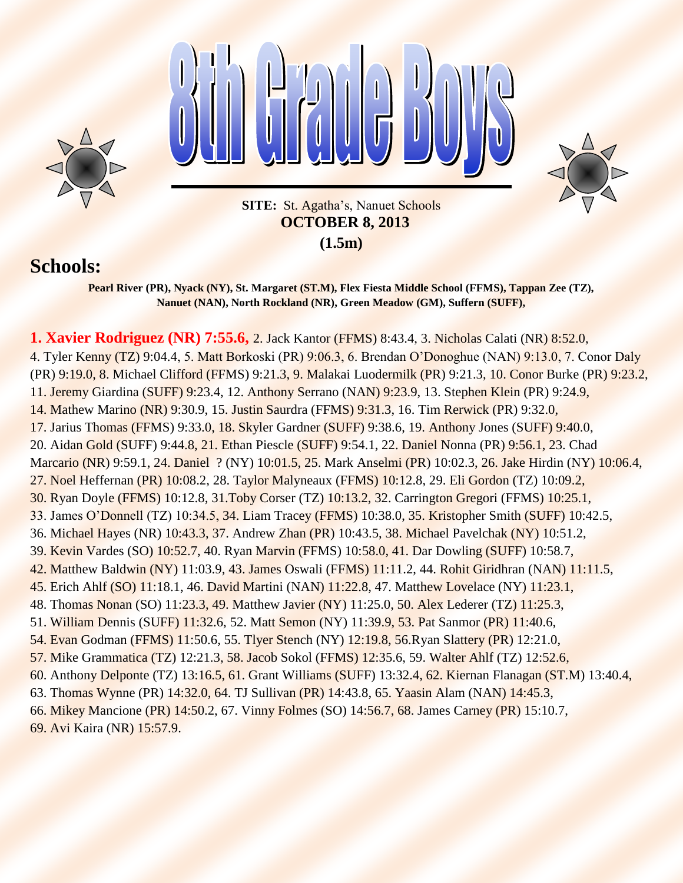# 8th Grade Boys

**SITE:** St. Agatha's, Nanuet Schools
**OCTOBER 8, 2013**
**(1.5m)**

## Schools:

**Pearl River (PR), Nyack (NY), St. Margaret (ST.M), Flex Fiesta Middle School (FFMS), Tappan Zee (TZ), Nanuet (NAN), North Rockland (NR), Green Meadow (GM), Suffern (SUFF),**

**1. Xavier Rodriguez (NR) 7:55.6,** 2. Jack Kantor (FFMS) 8:43.4, 3. Nicholas Calati (NR) 8:52.0, 4. Tyler Kenny (TZ) 9:04.4, 5. Matt Borkoski (PR) 9:06.3, 6. Brendan O'Donoghue (NAN) 9:13.0, 7. Conor Daly (PR) 9:19.0, 8. Michael Clifford (FFMS) 9:21.3, 9. Malakai Luodermilk (PR) 9:21.3, 10. Conor Burke (PR) 9:23.2, 11. Jeremy Giardina (SUFF) 9:23.4, 12. Anthony Serrano (NAN) 9:23.9, 13. Stephen Klein (PR) 9:24.9, 14. Mathew Marino (NR) 9:30.9, 15. Justin Saurdra (FFMS) 9:31.3, 16. Tim Rerwick (PR) 9:32.0, 17. Jarius Thomas (FFMS) 9:33.0, 18. Skyler Gardner (SUFF) 9:38.6, 19. Anthony Jones (SUFF) 9:40.0, 20. Aidan Gold (SUFF) 9:44.8, 21. Ethan Piescle (SUFF) 9:54.1, 22. Daniel Nonna (PR) 9:56.1, 23. Chad Marcario (NR) 9:59.1, 24. Daniel ? (NY) 10:01.5, 25. Mark Anselmi (PR) 10:02.3, 26. Jake Hirdin (NY) 10:06.4, 27. Noel Heffernan (PR) 10:08.2, 28. Taylor Malyneaux (FFMS) 10:12.8, 29. Eli Gordon (TZ) 10:09.2, 30. Ryan Doyle (FFMS) 10:12.8, 31.Toby Corser (TZ) 10:13.2, 32. Carrington Gregori (FFMS) 10:25.1, 33. James O'Donnell (TZ) 10:34.5, 34. Liam Tracey (FFMS) 10:38.0, 35. Kristopher Smith (SUFF) 10:42.5, 36. Michael Hayes (NR) 10:43.3, 37. Andrew Zhan (PR) 10:43.5, 38. Michael Pavelchak (NY) 10:51.2, 39. Kevin Vardes (SO) 10:52.7, 40. Ryan Marvin (FFMS) 10:58.0, 41. Dar Dowling (SUFF) 10:58.7, 42. Matthew Baldwin (NY) 11:03.9, 43. James Oswali (FFMS) 11:11.2, 44. Rohit Giridhran (NAN) 11:11.5, 45. Erich Ahlf (SO) 11:18.1, 46. David Martini (NAN) 11:22.8, 47. Matthew Lovelace (NY) 11:23.1, 48. Thomas Nonan (SO) 11:23.3, 49. Matthew Javier (NY) 11:25.0, 50. Alex Lederer (TZ) 11:25.3, 51. William Dennis (SUFF) 11:32.6, 52. Matt Semon (NY) 11:39.9, 53. Pat Sanmor (PR) 11:40.6, 54. Evan Godman (FFMS) 11:50.6, 55. Tlyer Stench (NY) 12:19.8, 56.Ryan Slattery (PR) 12:21.0, 57. Mike Grammatica (TZ) 12:21.3, 58. Jacob Sokol (FFMS) 12:35.6, 59. Walter Ahlf (TZ) 12:52.6, 60. Anthony Delponte (TZ) 13:16.5, 61. Grant Williams (SUFF) 13:32.4, 62. Kiernan Flanagan (ST.M) 13:40.4, 63. Thomas Wynne (PR) 14:32.0, 64. TJ Sullivan (PR) 14:43.8, 65. Yaasin Alam (NAN) 14:45.3, 66. Mikey Mancione (PR) 14:50.2, 67. Vinny Folmes (SO) 14:56.7, 68. James Carney (PR) 15:10.7, 69. Avi Kaira (NR) 15:57.9.